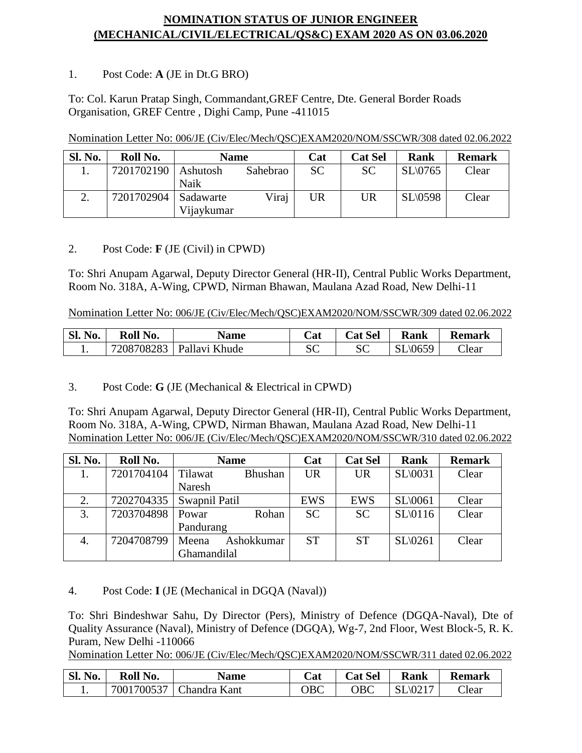# NOMINATION STATUS OF JUNIOR ENGINEER (MECHANICAL/CIVIL/ELECTRICAL/QS&C) EXAM 2020 AS ON 03.06.2020

1. Post Code: **A** (JE in Dt.G BRO)

To: Col. Karun Pratap Singh, Commandant,GREF Centre, Dte. General Border Roads Organisation, GREF Centre , Dighi Camp, Pune -411015

Nomination Letter No: 006/JE (Civ/Elec/Mech/QSC)EXAM2020/NOM/SSCWR/308 dated 02.06.2022

| Sl. No. | Roll No. | Name | Cat | Cat Sel | Rank | Remark |
|---|---|---|---|---|---|---|
| 1. | 7201702190 | Ashutosh Sahebrao Naik | SC | SC | SL\0765 | Clear |
| 2. | 7201702904 | Sadawarte Viraj Vijaykumar | UR | UR | SL\0598 | Clear |

2. Post Code: **F** (JE (Civil) in CPWD)

To: Shri Anupam Agarwal, Deputy Director General (HR-II), Central Public Works Department, Room No. 318A, A-Wing, CPWD, Nirman Bhawan, Maulana Azad Road, New Delhi-11

Nomination Letter No: 006/JE (Civ/Elec/Mech/QSC)EXAM2020/NOM/SSCWR/309 dated 02.06.2022

| Sl. No. | Roll No. | Name | Cat | Cat Sel | Rank | Remark |
|---|---|---|---|---|---|---|
| 1. | 7208708283 | Pallavi Khude | SC | SC | SL\0659 | Clear |

3. Post Code: **G** (JE (Mechanical & Electrical in CPWD)

To: Shri Anupam Agarwal, Deputy Director General (HR-II), Central Public Works Department, Room No. 318A, A-Wing, CPWD, Nirman Bhawan, Maulana Azad Road, New Delhi-11
Nomination Letter No: 006/JE (Civ/Elec/Mech/QSC)EXAM2020/NOM/SSCWR/310 dated 02.06.2022

| Sl. No. | Roll No. | Name | Cat | Cat Sel | Rank | Remark |
|---|---|---|---|---|---|---|
| 1. | 7201704104 | Tilawat Bhushan Naresh | UR | UR | SL\0031 | Clear |
| 2. | 7202704335 | Swapnil Patil | EWS | EWS | SL\0061 | Clear |
| 3. | 7203704898 | Powar Rohan Pandurang | SC | SC | SL\0116 | Clear |
| 4. | 7204708799 | Meena Ashokkumar Ghamandilal | ST | ST | SL\0261 | Clear |

4. Post Code: **I** (JE (Mechanical in DGQA (Naval))

To: Shri Bindeshwar Sahu, Dy Director (Pers), Ministry of Defence (DGQA-Naval), Dte of Quality Assurance (Naval), Ministry of Defence (DGQA), Wg-7, 2nd Floor, West Block-5, R. K. Puram, New Delhi -110066
Nomination Letter No: 006/JE (Civ/Elec/Mech/QSC)EXAM2020/NOM/SSCWR/311 dated 02.06.2022

| Sl. No. | Roll No. | Name | Cat | Cat Sel | Rank | Remark |
|---|---|---|---|---|---|---|
| 1. | 7001700537 | Chandra Kant | OBC | OBC | SL\0217 | Clear |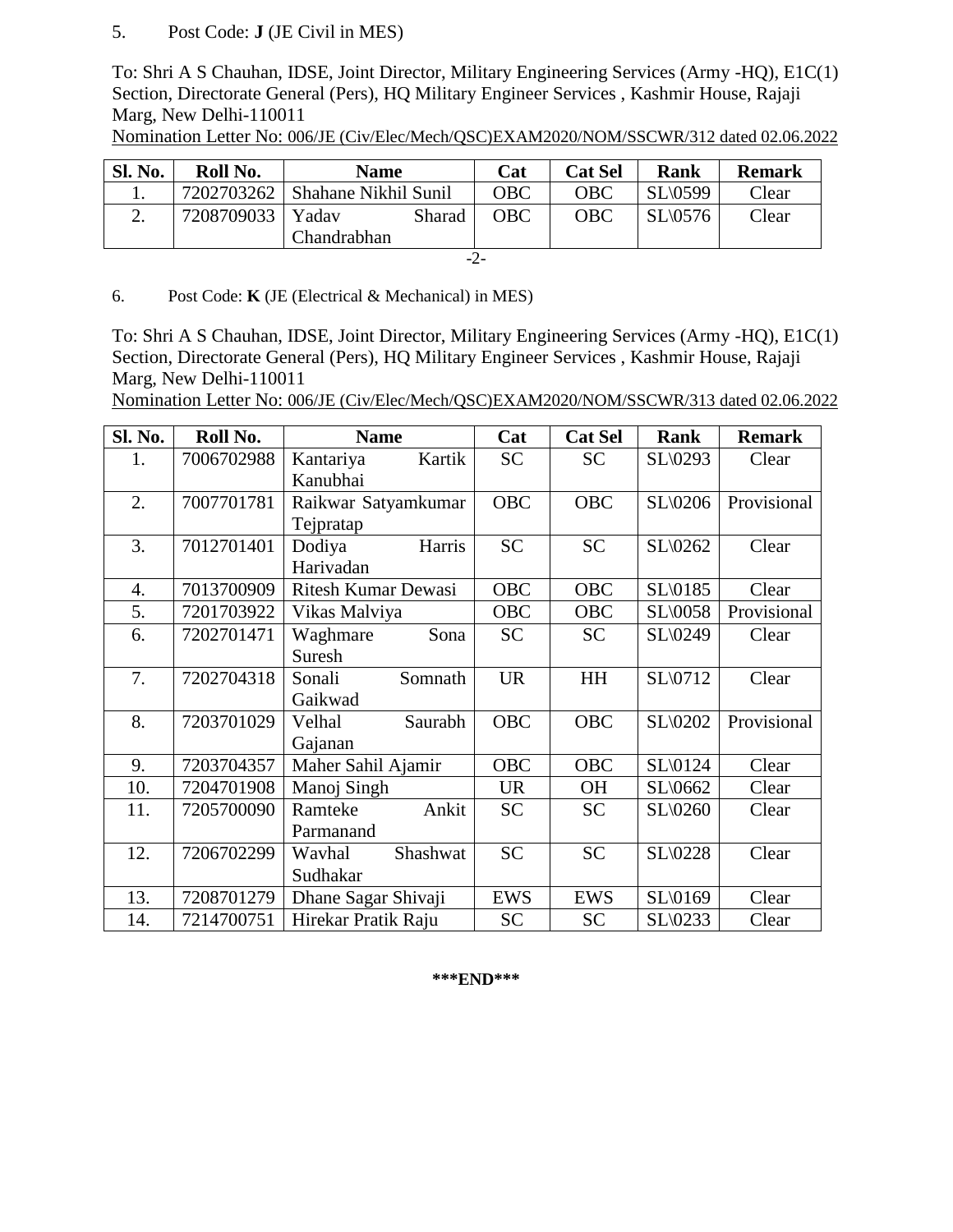5. Post Code: **J** (JE Civil in MES)

To: Shri A S Chauhan, IDSE, Joint Director, Military Engineering Services (Army -HQ), E1C(1) Section, Directorate General (Pers), HQ Military Engineer Services , Kashmir House, Rajaji Marg, New Delhi-110011

Nomination Letter No: 006/JE (Civ/Elec/Mech/QSC)EXAM2020/NOM/SSCWR/312 dated 02.06.2022

| Sl. No. | Roll No. | Name | Cat | Cat Sel | Rank | Remark |
|---|---|---|---|---|---|---|
| 1. | 7202703262 | Shahane Nikhil Sunil | OBC | OBC | SL\0599 | Clear |
| 2. | 7208709033 | Yadav Sharad Chandrabhan | OBC | OBC | SL\0576 | Clear |

6. Post Code: **K** (JE (Electrical & Mechanical) in MES)

To: Shri A S Chauhan, IDSE, Joint Director, Military Engineering Services (Army -HQ), E1C(1) Section, Directorate General (Pers), HQ Military Engineer Services , Kashmir House, Rajaji Marg, New Delhi-110011

Nomination Letter No: 006/JE (Civ/Elec/Mech/QSC)EXAM2020/NOM/SSCWR/313 dated 02.06.2022

| Sl. No. | Roll No. | Name | Cat | Cat Sel | Rank | Remark |
|---|---|---|---|---|---|---|
| 1. | 7006702988 | Kantariya Kartik Kanubhai | SC | SC | SL\0293 | Clear |
| 2. | 7007701781 | Raikwar Satyamkumar Tejpratap | OBC | OBC | SL\0206 | Provisional |
| 3. | 7012701401 | Dodiya Harris Harivadan | SC | SC | SL\0262 | Clear |
| 4. | 7013700909 | Ritesh Kumar Dewasi | OBC | OBC | SL\0185 | Clear |
| 5. | 7201703922 | Vikas Malviya | OBC | OBC | SL\0058 | Provisional |
| 6. | 7202701471 | Waghmare Sona Suresh | SC | SC | SL\0249 | Clear |
| 7. | 7202704318 | Sonali Somnath Gaikwad | UR | HH | SL\0712 | Clear |
| 8. | 7203701029 | Velhal Saurabh Gajanan | OBC | OBC | SL\0202 | Provisional |
| 9. | 7203704357 | Maher Sahil Ajamir | OBC | OBC | SL\0124 | Clear |
| 10. | 7204701908 | Manoj Singh | UR | OH | SL\0662 | Clear |
| 11. | 7205700090 | Ramteke Ankit Parmanand | SC | SC | SL\0260 | Clear |
| 12. | 7206702299 | Wavhal Shashwat Sudhakar | SC | SC | SL\0228 | Clear |
| 13. | 7208701279 | Dhane Sagar Shivaji | EWS | EWS | SL\0169 | Clear |
| 14. | 7214700751 | Hirekar Pratik Raju | SC | SC | SL\0233 | Clear |

**\*\*\*END\*\*\***